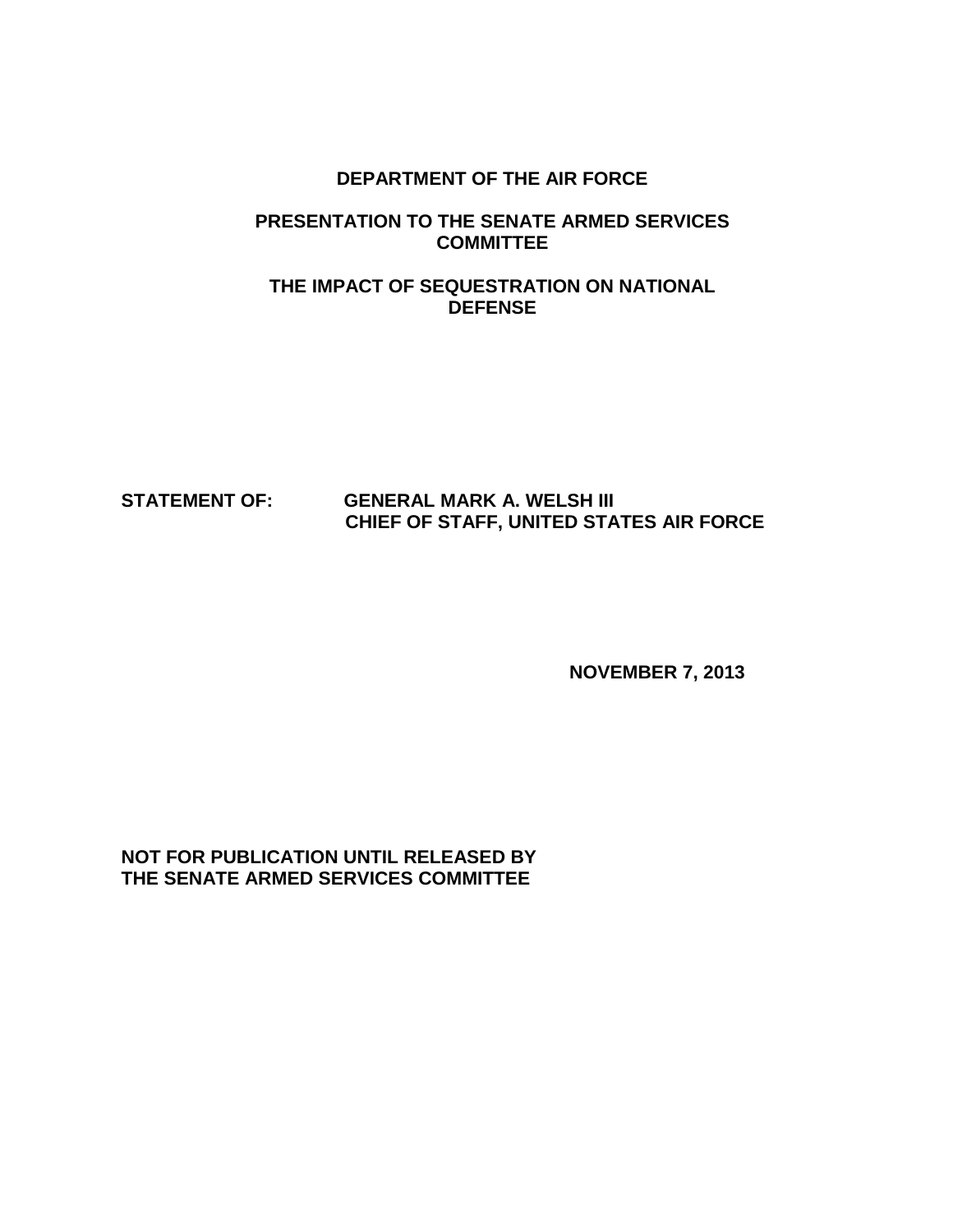**DEPARTMENT OF THE AIR FORCE**

**PRESENTATION TO THE SENATE ARMED SERVICES COMMITTEE**

**THE IMPACT OF SEQUESTRATION ON NATIONAL DEFENSE**

**STATEMENT OF: GENERAL MARK A. WELSH III**
**CHIEF OF STAFF, UNITED STATES AIR FORCE**

**NOVEMBER 7, 2013**

**NOT FOR PUBLICATION UNTIL RELEASED BY THE SENATE ARMED SERVICES COMMITTEE**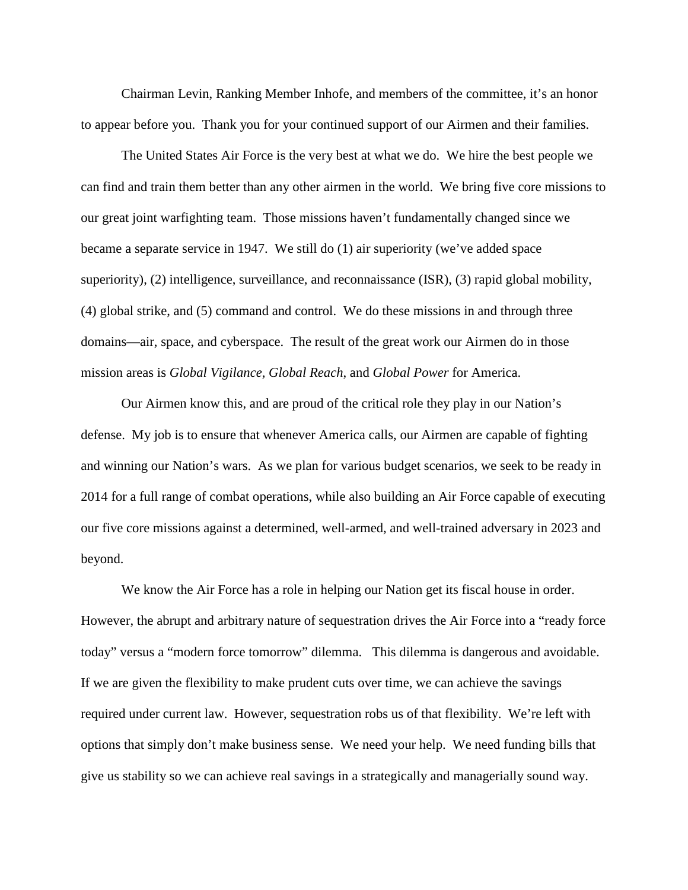Chairman Levin, Ranking Member Inhofe, and members of the committee, it's an honor to appear before you. Thank you for your continued support of our Airmen and their families.

The United States Air Force is the very best at what we do. We hire the best people we can find and train them better than any other airmen in the world. We bring five core missions to our great joint warfighting team. Those missions haven't fundamentally changed since we became a separate service in 1947. We still do (1) air superiority (we've added space superiority), (2) intelligence, surveillance, and reconnaissance (ISR), (3) rapid global mobility, (4) global strike, and (5) command and control. We do these missions in and through three domains—air, space, and cyberspace. The result of the great work our Airmen do in those mission areas is *Global Vigilance, Global Reach*, and *Global Power* for America.

Our Airmen know this, and are proud of the critical role they play in our Nation's defense. My job is to ensure that whenever America calls, our Airmen are capable of fighting and winning our Nation's wars. As we plan for various budget scenarios, we seek to be ready in 2014 for a full range of combat operations, while also building an Air Force capable of executing our five core missions against a determined, well-armed, and well-trained adversary in 2023 and beyond.

We know the Air Force has a role in helping our Nation get its fiscal house in order. However, the abrupt and arbitrary nature of sequestration drives the Air Force into a "ready force today" versus a "modern force tomorrow" dilemma. This dilemma is dangerous and avoidable. If we are given the flexibility to make prudent cuts over time, we can achieve the savings required under current law. However, sequestration robs us of that flexibility. We're left with options that simply don't make business sense. We need your help. We need funding bills that give us stability so we can achieve real savings in a strategically and managerially sound way.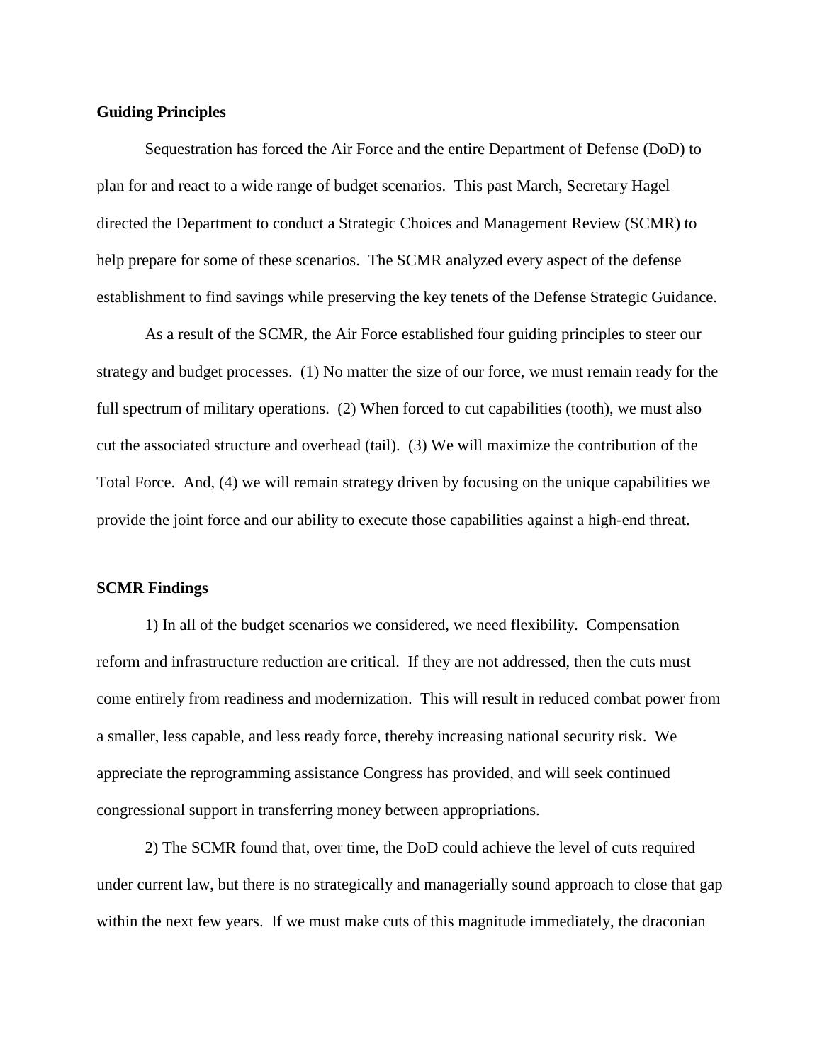**Guiding Principles**

Sequestration has forced the Air Force and the entire Department of Defense (DoD) to plan for and react to a wide range of budget scenarios. This past March, Secretary Hagel directed the Department to conduct a Strategic Choices and Management Review (SCMR) to help prepare for some of these scenarios. The SCMR analyzed every aspect of the defense establishment to find savings while preserving the key tenets of the Defense Strategic Guidance.

As a result of the SCMR, the Air Force established four guiding principles to steer our strategy and budget processes. (1) No matter the size of our force, we must remain ready for the full spectrum of military operations. (2) When forced to cut capabilities (tooth), we must also cut the associated structure and overhead (tail). (3) We will maximize the contribution of the Total Force. And, (4) we will remain strategy driven by focusing on the unique capabilities we provide the joint force and our ability to execute those capabilities against a high-end threat.

**SCMR Findings**

1) In all of the budget scenarios we considered, we need flexibility. Compensation reform and infrastructure reduction are critical. If they are not addressed, then the cuts must come entirely from readiness and modernization. This will result in reduced combat power from a smaller, less capable, and less ready force, thereby increasing national security risk. We appreciate the reprogramming assistance Congress has provided, and will seek continued congressional support in transferring money between appropriations.

2) The SCMR found that, over time, the DoD could achieve the level of cuts required under current law, but there is no strategically and managerially sound approach to close that gap within the next few years. If we must make cuts of this magnitude immediately, the draconian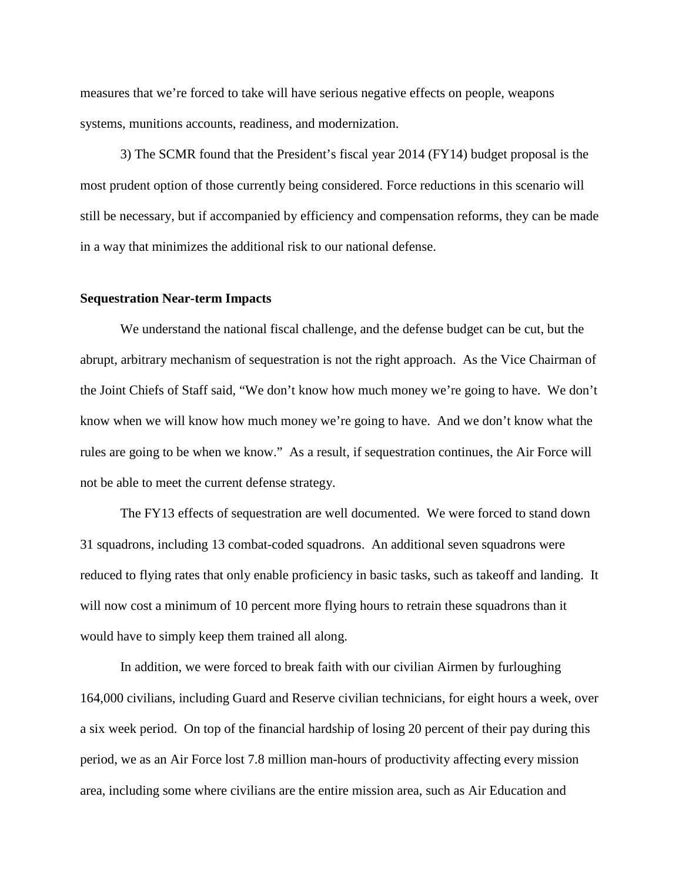measures that we're forced to take will have serious negative effects on people, weapons systems, munitions accounts, readiness, and modernization.

3) The SCMR found that the President's fiscal year 2014 (FY14) budget proposal is the most prudent option of those currently being considered. Force reductions in this scenario will still be necessary, but if accompanied by efficiency and compensation reforms, they can be made in a way that minimizes the additional risk to our national defense.

**Sequestration Near-term Impacts**

We understand the national fiscal challenge, and the defense budget can be cut, but the abrupt, arbitrary mechanism of sequestration is not the right approach. As the Vice Chairman of the Joint Chiefs of Staff said, "We don't know how much money we're going to have. We don't know when we will know how much money we're going to have. And we don't know what the rules are going to be when we know." As a result, if sequestration continues, the Air Force will not be able to meet the current defense strategy.

The FY13 effects of sequestration are well documented. We were forced to stand down 31 squadrons, including 13 combat-coded squadrons. An additional seven squadrons were reduced to flying rates that only enable proficiency in basic tasks, such as takeoff and landing. It will now cost a minimum of 10 percent more flying hours to retrain these squadrons than it would have to simply keep them trained all along.

In addition, we were forced to break faith with our civilian Airmen by furloughing 164,000 civilians, including Guard and Reserve civilian technicians, for eight hours a week, over a six week period. On top of the financial hardship of losing 20 percent of their pay during this period, we as an Air Force lost 7.8 million man-hours of productivity affecting every mission area, including some where civilians are the entire mission area, such as Air Education and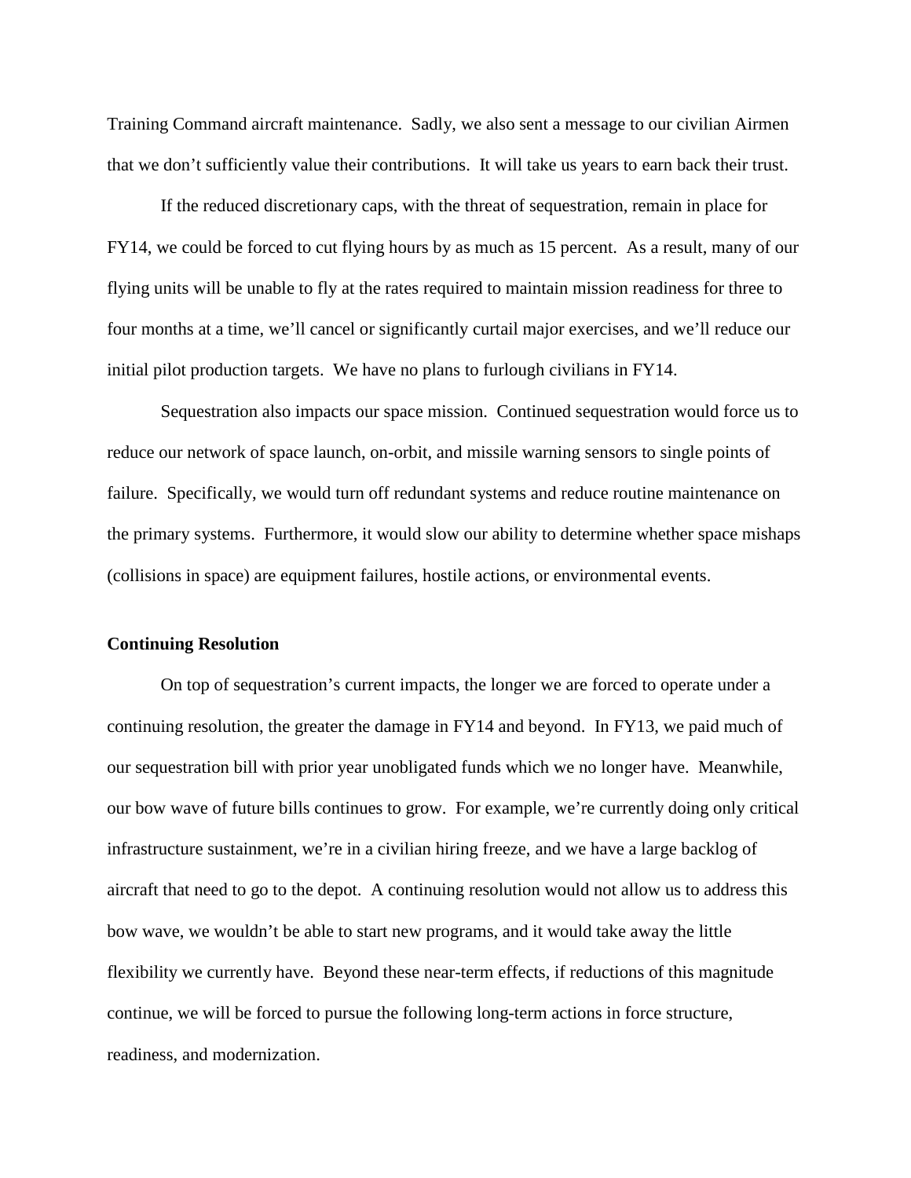Training Command aircraft maintenance. Sadly, we also sent a message to our civilian Airmen that we don't sufficiently value their contributions. It will take us years to earn back their trust.

If the reduced discretionary caps, with the threat of sequestration, remain in place for FY14, we could be forced to cut flying hours by as much as 15 percent. As a result, many of our flying units will be unable to fly at the rates required to maintain mission readiness for three to four months at a time, we'll cancel or significantly curtail major exercises, and we'll reduce our initial pilot production targets. We have no plans to furlough civilians in FY14.

Sequestration also impacts our space mission. Continued sequestration would force us to reduce our network of space launch, on-orbit, and missile warning sensors to single points of failure. Specifically, we would turn off redundant systems and reduce routine maintenance on the primary systems. Furthermore, it would slow our ability to determine whether space mishaps (collisions in space) are equipment failures, hostile actions, or environmental events.

**Continuing Resolution**

On top of sequestration's current impacts, the longer we are forced to operate under a continuing resolution, the greater the damage in FY14 and beyond. In FY13, we paid much of our sequestration bill with prior year unobligated funds which we no longer have. Meanwhile, our bow wave of future bills continues to grow. For example, we're currently doing only critical infrastructure sustainment, we're in a civilian hiring freeze, and we have a large backlog of aircraft that need to go to the depot. A continuing resolution would not allow us to address this bow wave, we wouldn't be able to start new programs, and it would take away the little flexibility we currently have. Beyond these near-term effects, if reductions of this magnitude continue, we will be forced to pursue the following long-term actions in force structure, readiness, and modernization.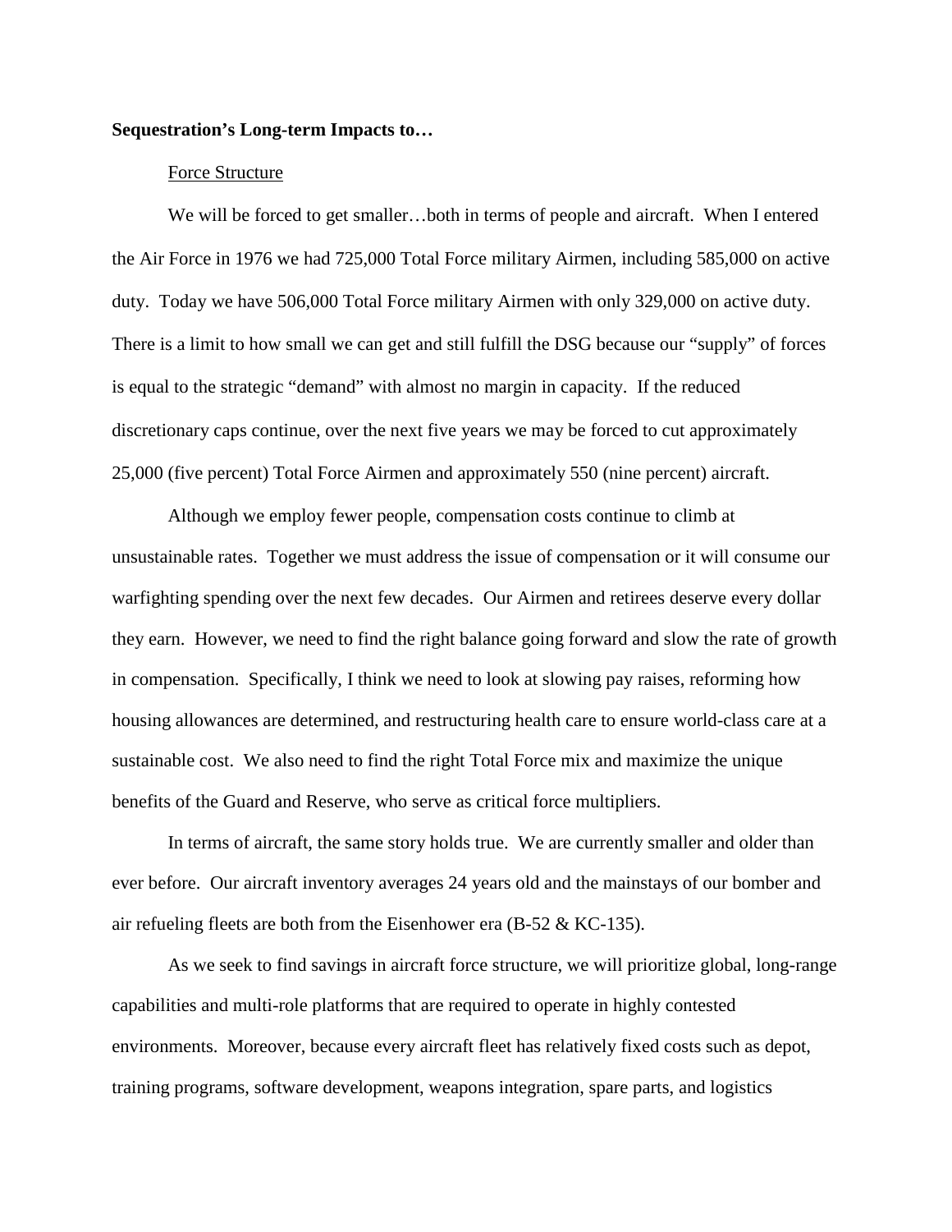**Sequestration's Long-term Impacts to…**

Force Structure

We will be forced to get smaller…both in terms of people and aircraft. When I entered the Air Force in 1976 we had 725,000 Total Force military Airmen, including 585,000 on active duty. Today we have 506,000 Total Force military Airmen with only 329,000 on active duty. There is a limit to how small we can get and still fulfill the DSG because our "supply" of forces is equal to the strategic "demand" with almost no margin in capacity. If the reduced discretionary caps continue, over the next five years we may be forced to cut approximately 25,000 (five percent) Total Force Airmen and approximately 550 (nine percent) aircraft.

Although we employ fewer people, compensation costs continue to climb at unsustainable rates. Together we must address the issue of compensation or it will consume our warfighting spending over the next few decades. Our Airmen and retirees deserve every dollar they earn. However, we need to find the right balance going forward and slow the rate of growth in compensation. Specifically, I think we need to look at slowing pay raises, reforming how housing allowances are determined, and restructuring health care to ensure world-class care at a sustainable cost. We also need to find the right Total Force mix and maximize the unique benefits of the Guard and Reserve, who serve as critical force multipliers.

In terms of aircraft, the same story holds true. We are currently smaller and older than ever before. Our aircraft inventory averages 24 years old and the mainstays of our bomber and air refueling fleets are both from the Eisenhower era (B-52 & KC-135).

As we seek to find savings in aircraft force structure, we will prioritize global, long-range capabilities and multi-role platforms that are required to operate in highly contested environments. Moreover, because every aircraft fleet has relatively fixed costs such as depot, training programs, software development, weapons integration, spare parts, and logistics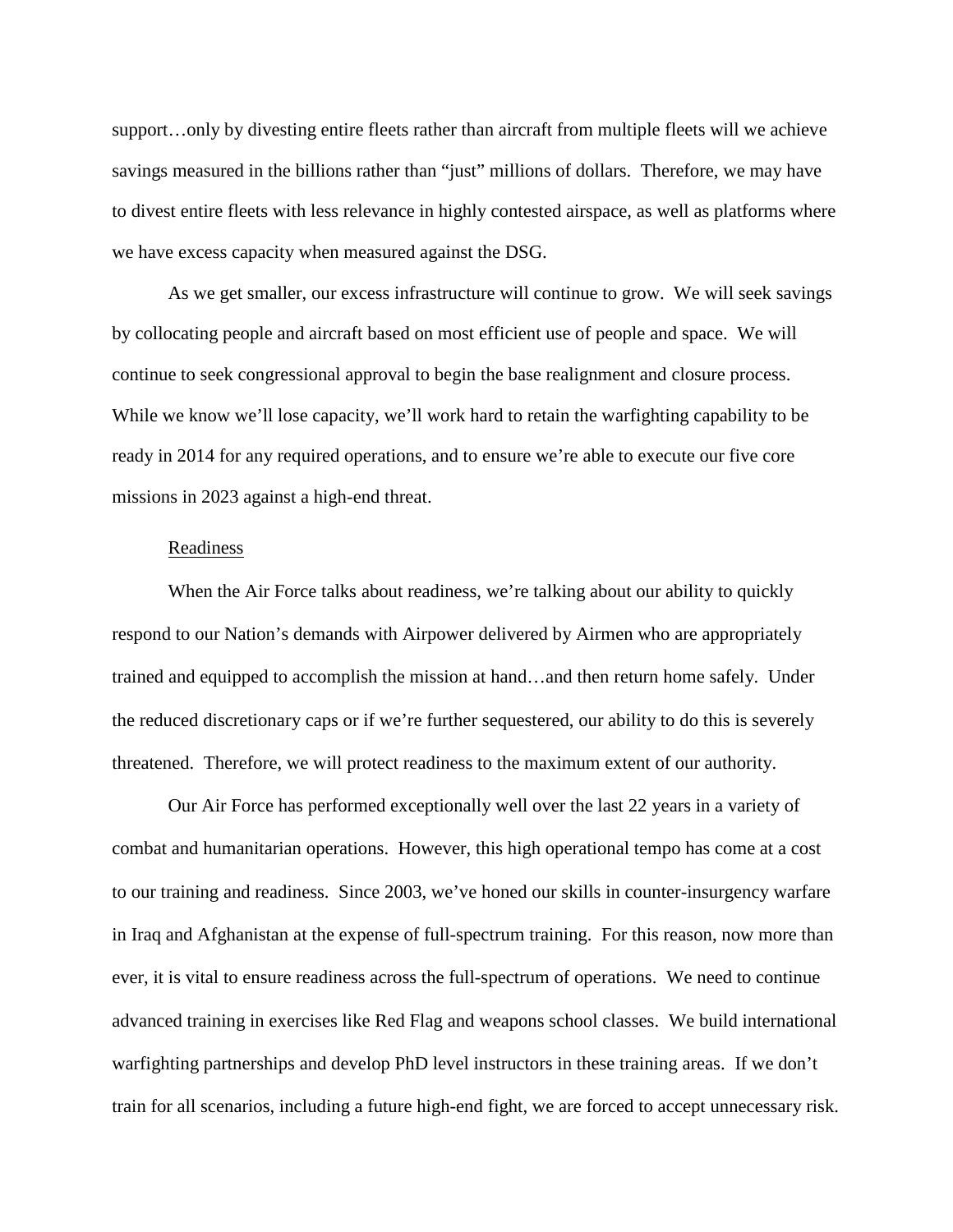support…only by divesting entire fleets rather than aircraft from multiple fleets will we achieve savings measured in the billions rather than "just" millions of dollars. Therefore, we may have to divest entire fleets with less relevance in highly contested airspace, as well as platforms where we have excess capacity when measured against the DSG.

As we get smaller, our excess infrastructure will continue to grow. We will seek savings by collocating people and aircraft based on most efficient use of people and space. We will continue to seek congressional approval to begin the base realignment and closure process. While we know we'll lose capacity, we'll work hard to retain the warfighting capability to be ready in 2014 for any required operations, and to ensure we're able to execute our five core missions in 2023 against a high-end threat.

## Readiness

When the Air Force talks about readiness, we're talking about our ability to quickly respond to our Nation's demands with Airpower delivered by Airmen who are appropriately trained and equipped to accomplish the mission at hand…and then return home safely. Under the reduced discretionary caps or if we're further sequestered, our ability to do this is severely threatened. Therefore, we will protect readiness to the maximum extent of our authority.

Our Air Force has performed exceptionally well over the last 22 years in a variety of combat and humanitarian operations. However, this high operational tempo has come at a cost to our training and readiness. Since 2003, we've honed our skills in counter-insurgency warfare in Iraq and Afghanistan at the expense of full-spectrum training. For this reason, now more than ever, it is vital to ensure readiness across the full-spectrum of operations. We need to continue advanced training in exercises like Red Flag and weapons school classes. We build international warfighting partnerships and develop PhD level instructors in these training areas. If we don't train for all scenarios, including a future high-end fight, we are forced to accept unnecessary risk.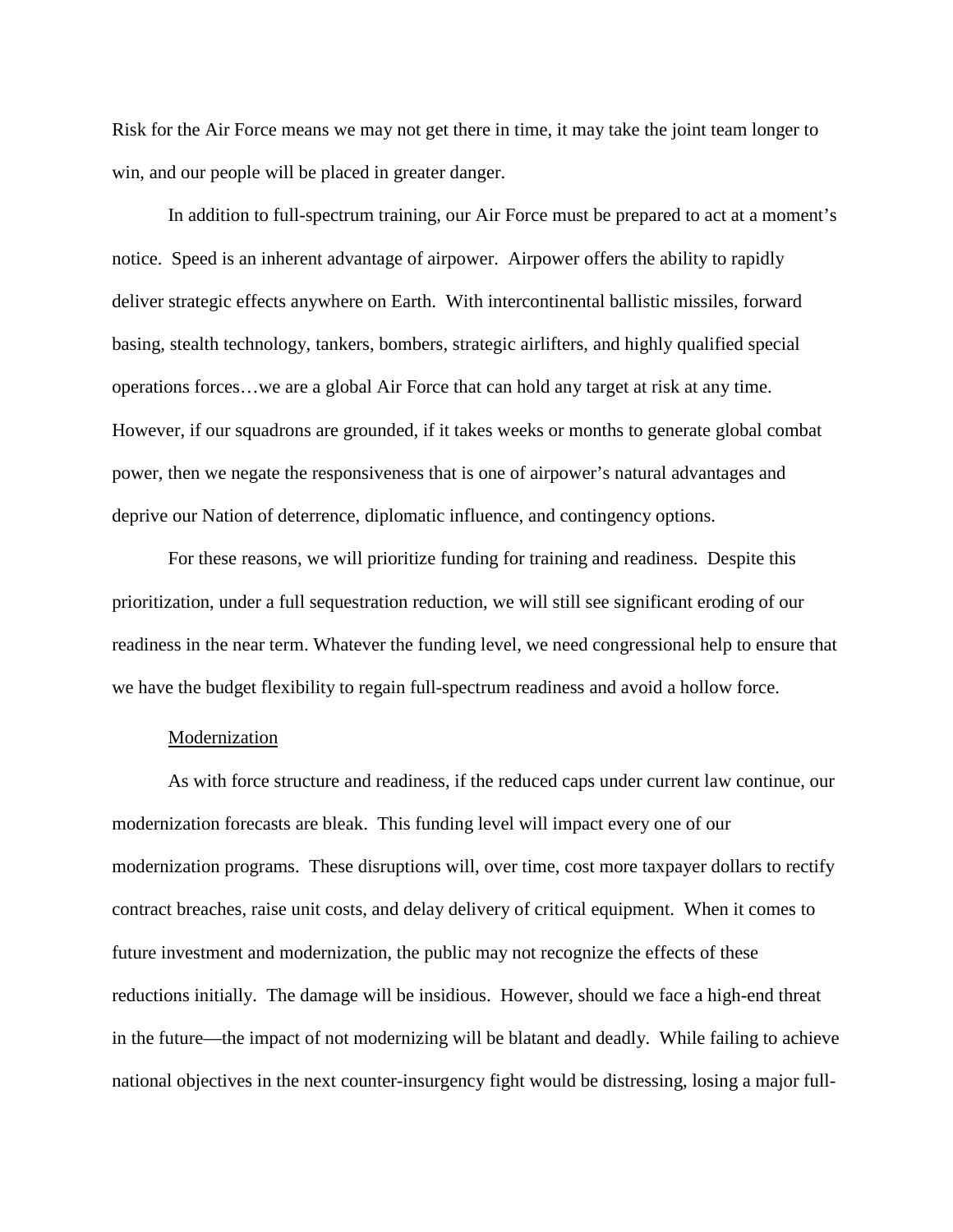Risk for the Air Force means we may not get there in time, it may take the joint team longer to win, and our people will be placed in greater danger.

In addition to full-spectrum training, our Air Force must be prepared to act at a moment's notice. Speed is an inherent advantage of airpower. Airpower offers the ability to rapidly deliver strategic effects anywhere on Earth. With intercontinental ballistic missiles, forward basing, stealth technology, tankers, bombers, strategic airlifters, and highly qualified special operations forces…we are a global Air Force that can hold any target at risk at any time. However, if our squadrons are grounded, if it takes weeks or months to generate global combat power, then we negate the responsiveness that is one of airpower's natural advantages and deprive our Nation of deterrence, diplomatic influence, and contingency options.

For these reasons, we will prioritize funding for training and readiness. Despite this prioritization, under a full sequestration reduction, we will still see significant eroding of our readiness in the near term. Whatever the funding level, we need congressional help to ensure that we have the budget flexibility to regain full-spectrum readiness and avoid a hollow force.

<u>Modernization</u>

As with force structure and readiness, if the reduced caps under current law continue, our modernization forecasts are bleak. This funding level will impact every one of our modernization programs. These disruptions will, over time, cost more taxpayer dollars to rectify contract breaches, raise unit costs, and delay delivery of critical equipment. When it comes to future investment and modernization, the public may not recognize the effects of these reductions initially. The damage will be insidious. However, should we face a high-end threat in the future—the impact of not modernizing will be blatant and deadly. While failing to achieve national objectives in the next counter-insurgency fight would be distressing, losing a major full-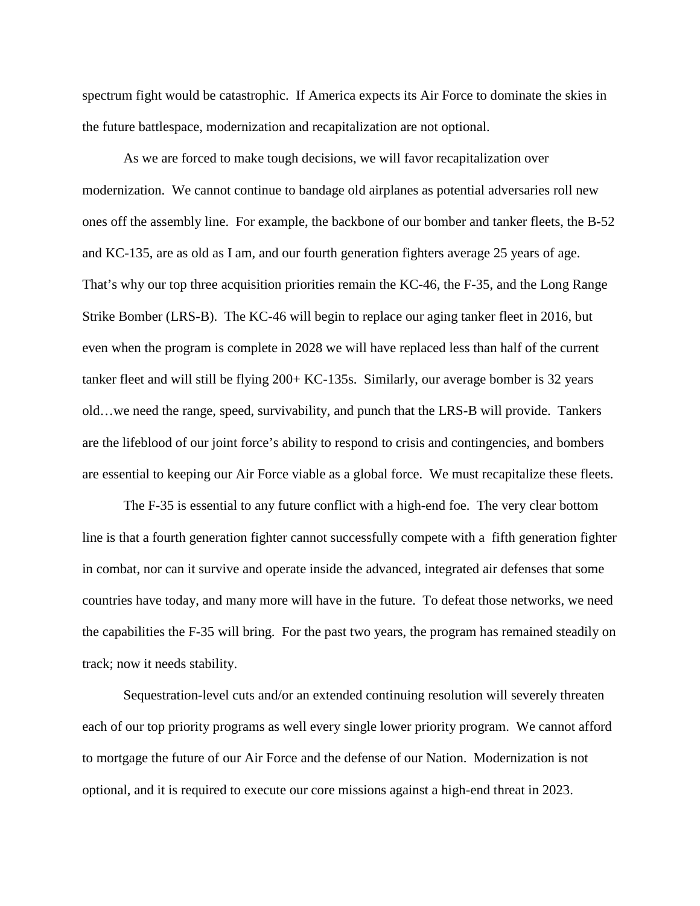spectrum fight would be catastrophic. If America expects its Air Force to dominate the skies in the future battlespace, modernization and recapitalization are not optional.

As we are forced to make tough decisions, we will favor recapitalization over modernization. We cannot continue to bandage old airplanes as potential adversaries roll new ones off the assembly line. For example, the backbone of our bomber and tanker fleets, the B-52 and KC-135, are as old as I am, and our fourth generation fighters average 25 years of age. That's why our top three acquisition priorities remain the KC-46, the F-35, and the Long Range Strike Bomber (LRS-B). The KC-46 will begin to replace our aging tanker fleet in 2016, but even when the program is complete in 2028 we will have replaced less than half of the current tanker fleet and will still be flying 200+ KC-135s. Similarly, our average bomber is 32 years old…we need the range, speed, survivability, and punch that the LRS-B will provide. Tankers are the lifeblood of our joint force's ability to respond to crisis and contingencies, and bombers are essential to keeping our Air Force viable as a global force. We must recapitalize these fleets.

The F-35 is essential to any future conflict with a high-end foe. The very clear bottom line is that a fourth generation fighter cannot successfully compete with a fifth generation fighter in combat, nor can it survive and operate inside the advanced, integrated air defenses that some countries have today, and many more will have in the future. To defeat those networks, we need the capabilities the F-35 will bring. For the past two years, the program has remained steadily on track; now it needs stability.

Sequestration-level cuts and/or an extended continuing resolution will severely threaten each of our top priority programs as well every single lower priority program. We cannot afford to mortgage the future of our Air Force and the defense of our Nation. Modernization is not optional, and it is required to execute our core missions against a high-end threat in 2023.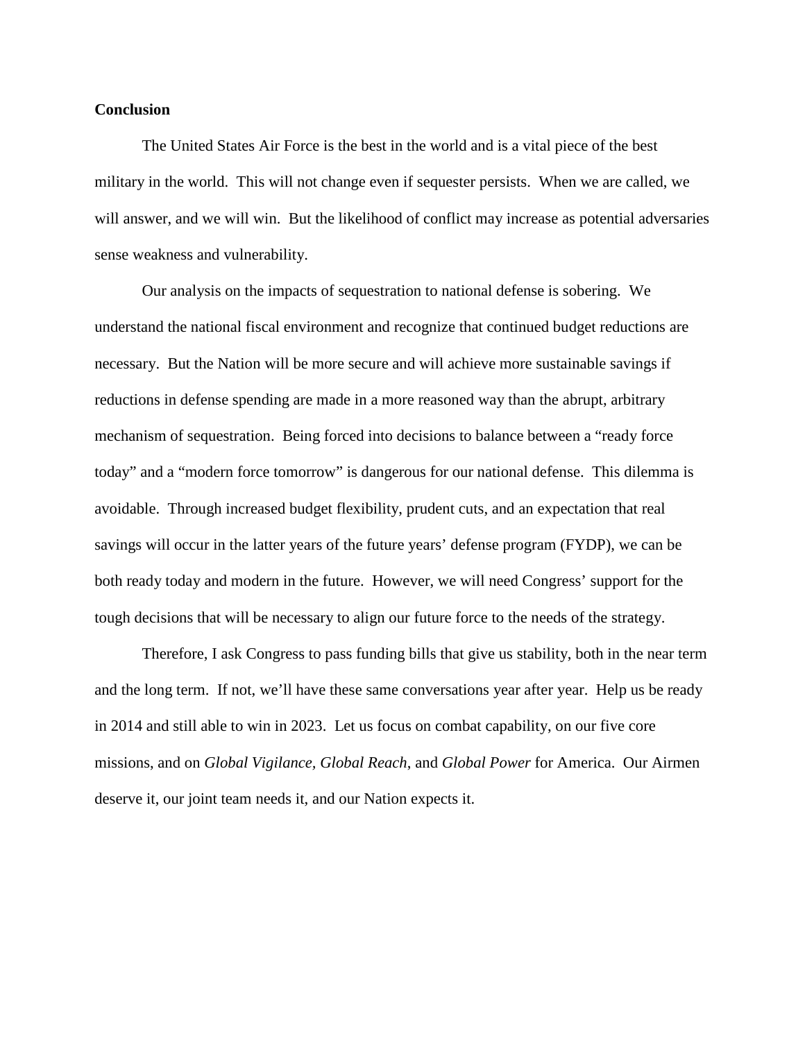**Conclusion**

The United States Air Force is the best in the world and is a vital piece of the best military in the world. This will not change even if sequester persists. When we are called, we will answer, and we will win. But the likelihood of conflict may increase as potential adversaries sense weakness and vulnerability.

Our analysis on the impacts of sequestration to national defense is sobering. We understand the national fiscal environment and recognize that continued budget reductions are necessary. But the Nation will be more secure and will achieve more sustainable savings if reductions in defense spending are made in a more reasoned way than the abrupt, arbitrary mechanism of sequestration. Being forced into decisions to balance between a "ready force today" and a "modern force tomorrow" is dangerous for our national defense. This dilemma is avoidable. Through increased budget flexibility, prudent cuts, and an expectation that real savings will occur in the latter years of the future years' defense program (FYDP), we can be both ready today and modern in the future. However, we will need Congress' support for the tough decisions that will be necessary to align our future force to the needs of the strategy.

Therefore, I ask Congress to pass funding bills that give us stability, both in the near term and the long term. If not, we'll have these same conversations year after year. Help us be ready in 2014 and still able to win in 2023. Let us focus on combat capability, on our five core missions, and on *Global Vigilance*, *Global Reach*, and *Global Power* for America. Our Airmen deserve it, our joint team needs it, and our Nation expects it.